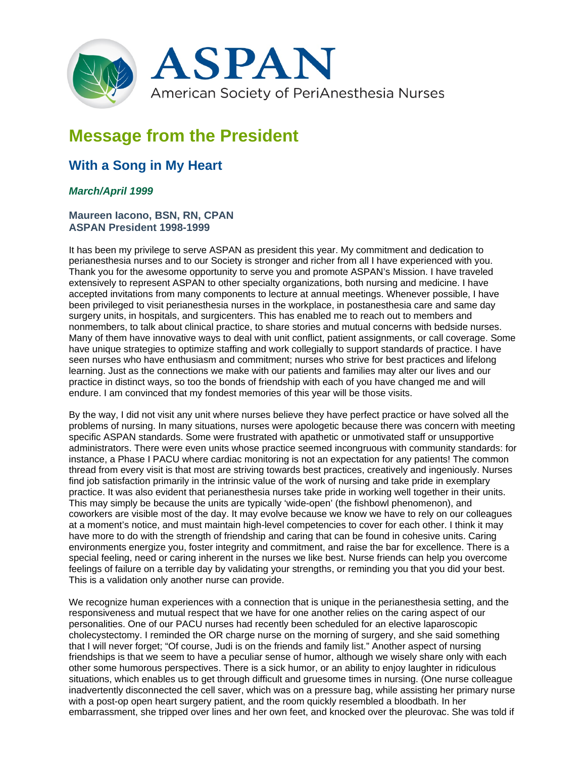ASPAN

American Society of PeriAnesthesia Nurses

# Message from the President

## With a Song in My Heart

***March/April 1999***

**Maureen Iacono, BSN, RN, CPAN**
**ASPAN President 1998-1999**

It has been my privilege to serve ASPAN as president this year. My commitment and dedication to perianesthesia nurses and to our Society is stronger and richer from all I have experienced with you. Thank you for the awesome opportunity to serve you and promote ASPAN's Mission. I have traveled extensively to represent ASPAN to other specialty organizations, both nursing and medicine. I have accepted invitations from many components to lecture at annual meetings. Whenever possible, I have been privileged to visit perianesthesia nurses in the workplace, in postanesthesia care and same day surgery units, in hospitals, and surgicenters. This has enabled me to reach out to members and nonmembers, to talk about clinical practice, to share stories and mutual concerns with bedside nurses. Many of them have innovative ways to deal with unit conflict, patient assignments, or call coverage. Some have unique strategies to optimize staffing and work collegially to support standards of practice. I have seen nurses who have enthusiasm and commitment; nurses who strive for best practices and lifelong learning. Just as the connections we make with our patients and families may alter our lives and our practice in distinct ways, so too the bonds of friendship with each of you have changed me and will endure. I am convinced that my fondest memories of this year will be those visits.

By the way, I did not visit any unit where nurses believe they have perfect practice or have solved all the problems of nursing. In many situations, nurses were apologetic because there was concern with meeting specific ASPAN standards. Some were frustrated with apathetic or unmotivated staff or unsupportive administrators. There were even units whose practice seemed incongruous with community standards: for instance, a Phase I PACU where cardiac monitoring is not an expectation for any patients! The common thread from every visit is that most are striving towards best practices, creatively and ingeniously. Nurses find job satisfaction primarily in the intrinsic value of the work of nursing and take pride in exemplary practice. It was also evident that perianesthesia nurses take pride in working well together in their units. This may simply be because the units are typically 'wide-open' (the fishbowl phenomenon), and coworkers are visible most of the day. It may evolve because we know we have to rely on our colleagues at a moment's notice, and must maintain high-level competencies to cover for each other. I think it may have more to do with the strength of friendship and caring that can be found in cohesive units. Caring environments energize you, foster integrity and commitment, and raise the bar for excellence. There is a special feeling, need or caring inherent in the nurses we like best. Nurse friends can help you overcome feelings of failure on a terrible day by validating your strengths, or reminding you that you did your best. This is a validation only another nurse can provide.

We recognize human experiences with a connection that is unique in the perianesthesia setting, and the responsiveness and mutual respect that we have for one another relies on the caring aspect of our personalities. One of our PACU nurses had recently been scheduled for an elective laparoscopic cholecystectomy. I reminded the OR charge nurse on the morning of surgery, and she said something that I will never forget; "Of course, Judi is on the friends and family list." Another aspect of nursing friendships is that we seem to have a peculiar sense of humor, although we wisely share only with each other some humorous perspectives. There is a sick humor, or an ability to enjoy laughter in ridiculous situations, which enables us to get through difficult and gruesome times in nursing. (One nurse colleague inadvertently disconnected the cell saver, which was on a pressure bag, while assisting her primary nurse with a post-op open heart surgery patient, and the room quickly resembled a bloodbath. In her embarrassment, she tripped over lines and her own feet, and knocked over the pleurovac. She was told if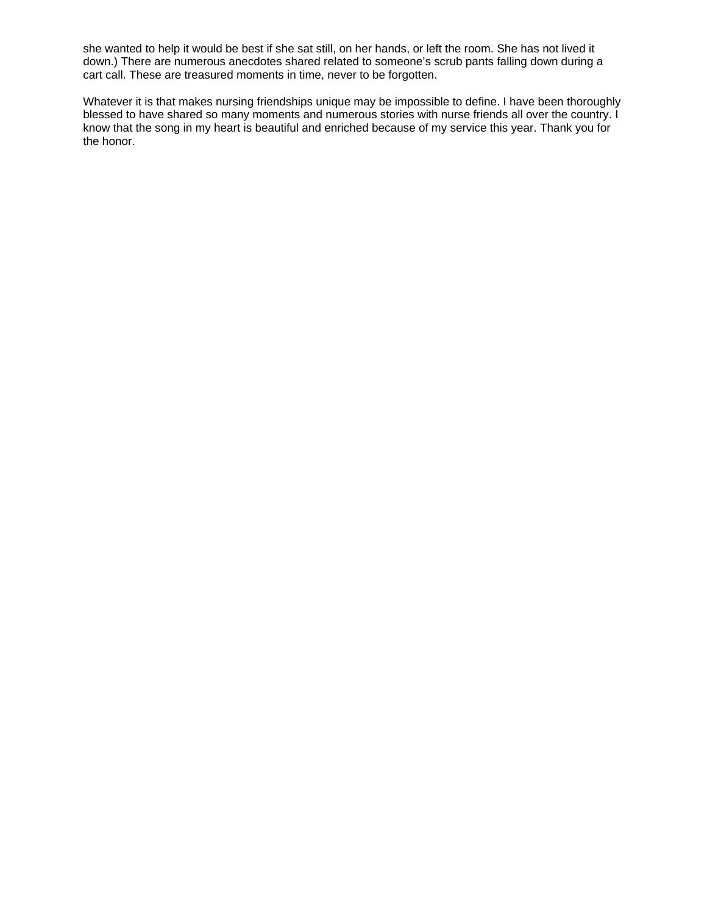she wanted to help it would be best if she sat still, on her hands, or left the room. She has not lived it down.) There are numerous anecdotes shared related to someone's scrub pants falling down during a cart call. These are treasured moments in time, never to be forgotten.

Whatever it is that makes nursing friendships unique may be impossible to define. I have been thoroughly blessed to have shared so many moments and numerous stories with nurse friends all over the country. I know that the song in my heart is beautiful and enriched because of my service this year. Thank you for the honor.